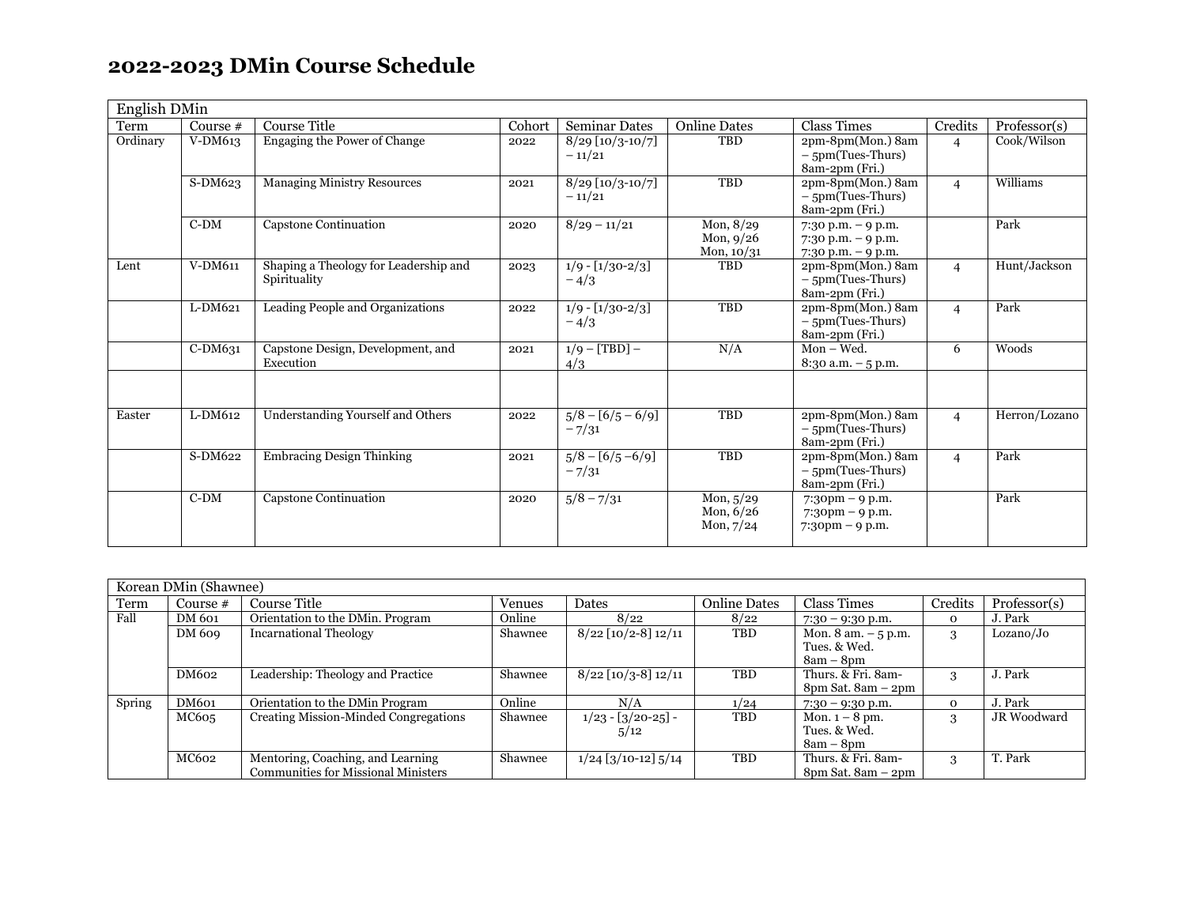# 2022-2023 DMin Course Schedule

| English DMin | | | | | | | | |
|---|---|---|---|---|---|---|---|---|
| Term | Course # | Course Title | Cohort | Seminar Dates | Online Dates | Class Times | Credits | Professor(s) |
| Ordinary | V-DM613 | Engaging the Power of Change | 2022 | 8/29 [10/3-10/7] – 11/21 | TBD | 2pm-8pm(Mon.) 8am – 5pm(Tues-Thurs) 8am-2pm (Fri.) | 4 | Cook/Wilson |
| | S-DM623 | Managing Ministry Resources | 2021 | 8/29 [10/3-10/7] – 11/21 | TBD | 2pm-8pm(Mon.) 8am – 5pm(Tues-Thurs) 8am-2pm (Fri.) | 4 | Williams |
| | C-DM | Capstone Continuation | 2020 | 8/29 – 11/21 | Mon, 8/29 Mon, 9/26 Mon, 10/31 | 7:30 p.m. – 9 p.m. 7:30 p.m. – 9 p.m. 7:30 p.m. – 9 p.m. | | Park |
| Lent | V-DM611 | Shaping a Theology for Leadership and Spirituality | 2023 | 1/9 - [1/30-2/3] – 4/3 | TBD | 2pm-8pm(Mon.) 8am – 5pm(Tues-Thurs) 8am-2pm (Fri.) | 4 | Hunt/Jackson |
| | L-DM621 | Leading People and Organizations | 2022 | 1/9 - [1/30-2/3] – 4/3 | TBD | 2pm-8pm(Mon.) 8am – 5pm(Tues-Thurs) 8am-2pm (Fri.) | 4 | Park |
| | C-DM631 | Capstone Design, Development, and Execution | 2021 | 1/9 – [TBD] – 4/3 | N/A | Mon – Wed. 8:30 a.m. – 5 p.m. | 6 | Woods |
| | | | | | | | | |
| Easter | L-DM612 | Understanding Yourself and Others | 2022 | 5/8 – [6/5 – 6/9] – 7/31 | TBD | 2pm-8pm(Mon.) 8am – 5pm(Tues-Thurs) 8am-2pm (Fri.) | 4 | Herron/Lozano |
| | S-DM622 | Embracing Design Thinking | 2021 | 5/8 – [6/5 –6/9] – 7/31 | TBD | 2pm-8pm(Mon.) 8am – 5pm(Tues-Thurs) 8am-2pm (Fri.) | 4 | Park |
| | C-DM | Capstone Continuation | 2020 | 5/8 – 7/31 | Mon, 5/29 Mon, 6/26 Mon, 7/24 | 7:30pm – 9 p.m. 7:30pm – 9 p.m. 7:30pm – 9 p.m. | | Park |

| Korean DMin (Shawnee) | | | | | | | | |
|---|---|---|---|---|---|---|---|---|
| Term | Course # | Course Title | Venues | Dates | Online Dates | Class Times | Credits | Professor(s) |
| Fall | DM 601 | Orientation to the DMin. Program | Online | 8/22 | 8/22 | 7:30 – 9:30 p.m. | 0 | J. Park |
| | DM 609 | Incarnational Theology | Shawnee | 8/22 [10/2-8] 12/11 | TBD | Mon. 8 am. – 5 p.m. Tues. & Wed. 8am – 8pm | 3 | Lozano/Jo |
| | DM602 | Leadership: Theology and Practice | Shawnee | 8/22 [10/3-8] 12/11 | TBD | Thurs. & Fri. 8am-8pm Sat. 8am – 2pm | 3 | J. Park |
| Spring | DM601 | Orientation to the DMin Program | Online | N/A | 1/24 | 7:30 – 9:30 p.m. | 0 | J. Park |
| | MC605 | Creating Mission-Minded Congregations | Shawnee | 1/23 - [3/20-25] - 5/12 | TBD | Mon. 1 – 8 pm. Tues. & Wed. 8am – 8pm | 3 | JR Woodward |
| | MC602 | Mentoring, Coaching, and Learning Communities for Missional Ministers | Shawnee | 1/24 [3/10-12] 5/14 | TBD | Thurs. & Fri. 8am-8pm Sat. 8am – 2pm | 3 | T. Park |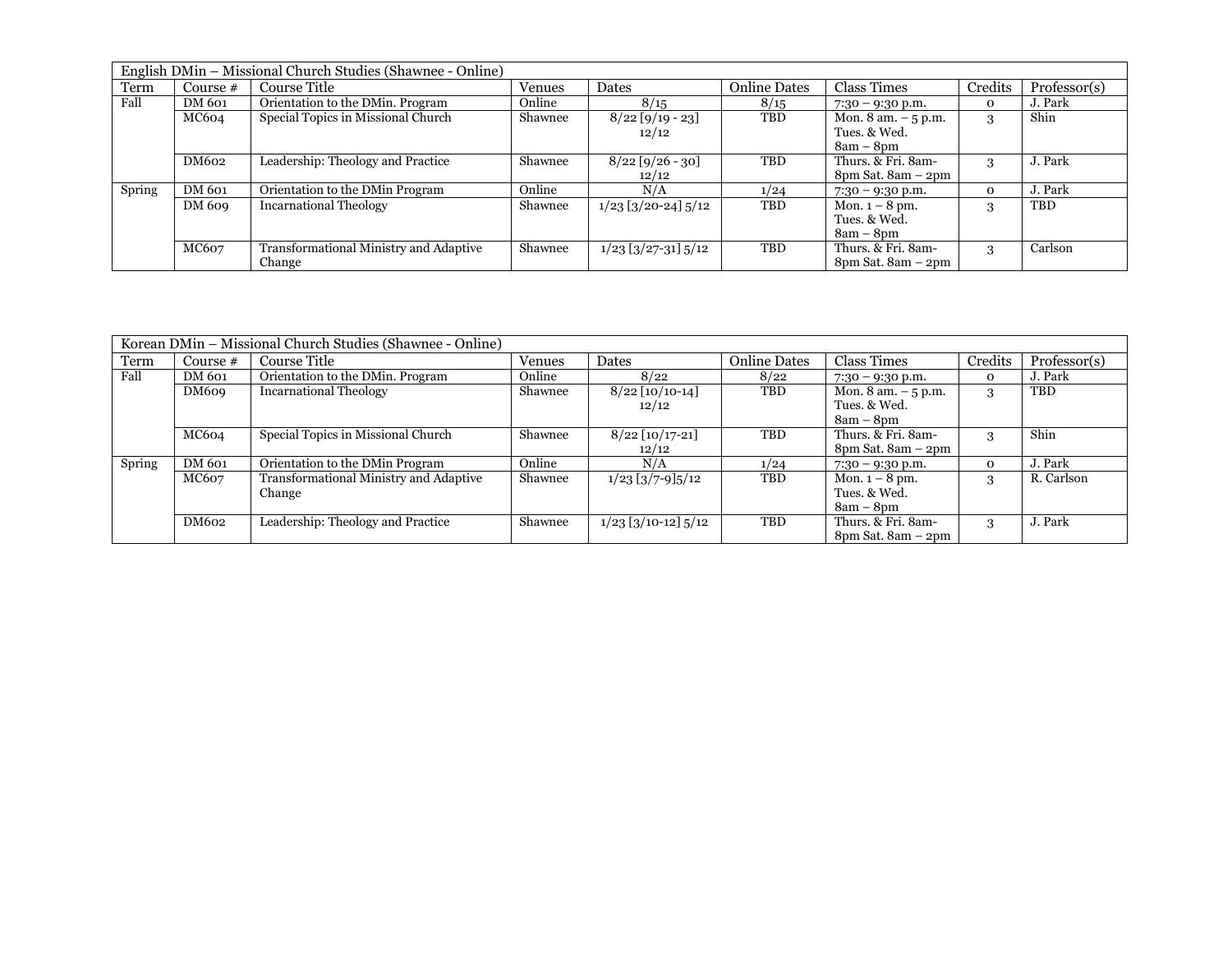| English DMin – Missional Church Studies (Shawnee - Online) | | | | | | | | |
|---|---|---|---|---|---|---|---|---|
| Term | Course # | Course Title | Venues | Dates | Online Dates | Class Times | Credits | Professor(s) |
| Fall | DM 601 | Orientation to the DMin. Program | Online | 8/15 | 8/15 | 7:30 – 9:30 p.m. | 0 | J. Park |
| | MC604 | Special Topics in Missional Church | Shawnee | 8/22 [9/19 - 23] 12/12 | TBD | Mon. 8 am. – 5 p.m. Tues. & Wed. 8am – 8pm | 3 | Shin |
| | DM602 | Leadership: Theology and Practice | Shawnee | 8/22 [9/26 - 30] 12/12 | TBD | Thurs. & Fri. 8am-8pm Sat. 8am – 2pm | 3 | J. Park |
| Spring | DM 601 | Orientation to the DMin Program | Online | N/A | 1/24 | 7:30 – 9:30 p.m. | 0 | J. Park |
| | DM 609 | Incarnational Theology | Shawnee | 1/23 [3/20-24] 5/12 | TBD | Mon. 1 – 8 pm. Tues. & Wed. 8am – 8pm | 3 | TBD |
| | MC607 | Transformational Ministry and Adaptive Change | Shawnee | 1/23 [3/27-31] 5/12 | TBD | Thurs. & Fri. 8am-8pm Sat. 8am – 2pm | 3 | Carlson |

| Korean DMin – Missional Church Studies (Shawnee - Online) | | | | | | | | |
|---|---|---|---|---|---|---|---|---|
| Term | Course # | Course Title | Venues | Dates | Online Dates | Class Times | Credits | Professor(s) |
| Fall | DM 601 | Orientation to the DMin. Program | Online | 8/22 | 8/22 | 7:30 – 9:30 p.m. | 0 | J. Park |
| | DM609 | Incarnational Theology | Shawnee | 8/22 [10/10-14] 12/12 | TBD | Mon. 8 am. – 5 p.m. Tues. & Wed. 8am – 8pm | 3 | TBD |
| | MC604 | Special Topics in Missional Church | Shawnee | 8/22 [10/17-21] 12/12 | TBD | Thurs. & Fri. 8am-8pm Sat. 8am – 2pm | 3 | Shin |
| Spring | DM 601 | Orientation to the DMin Program | Online | N/A | 1/24 | 7:30 – 9:30 p.m. | 0 | J. Park |
| | MC607 | Transformational Ministry and Adaptive Change | Shawnee | 1/23 [3/7-9]5/12 | TBD | Mon. 1 – 8 pm. Tues. & Wed. 8am – 8pm | 3 | R. Carlson |
| | DM602 | Leadership: Theology and Practice | Shawnee | 1/23 [3/10-12] 5/12 | TBD | Thurs. & Fri. 8am-8pm Sat. 8am – 2pm | 3 | J. Park |